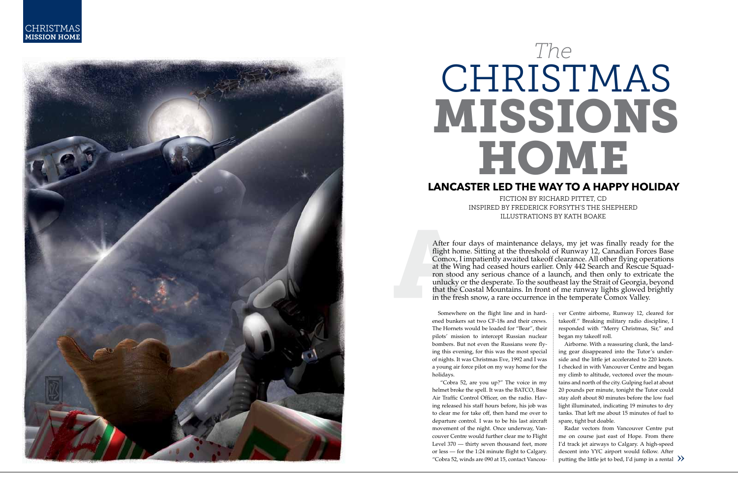# *The* CHRISTMAS MISSIONS HOME

## LANCASTER LED THE WAY TO A HAPPY HOLIDAY

FICTION BY RICHARD PITTET, CD
INSPIRED BY FREDERICK FORSYTH'S THE SHEPHERD
ILLUSTRATIONS BY KATH BOAKE

After four days of maintenance delays, my jet was finally ready for the flight home. Sitting at the threshold of Runway 12, Canadian Forces Base Comox, I impatiently awaited takeoff clearance. All other flying operations at the Wing had ceased hours earlier. Only 442 Search and Rescue Squadron stood any serious chance of a launch, and then only to extricate the unlucky or the desperate. To the southeast lay the Strait of Georgia, beyond that the Coastal Mountains. In front of me runway lights glowed brightly in the fresh snow, a rare occurrence in the temperate Comox Valley.

Somewhere on the flight line and in hardened bunkers sat two CF-18s and their crews. The Hornets would be loaded for "Bear", their pilots' mission to intercept Russian nuclear bombers. But not even the Russians were flying this evening, for this was the most special of nights. It was Christmas Eve, 1992 and I was a young air force pilot on my way home for the holidays.

"Cobra 52, are you up?" The voice in my helmet broke the spell. It was the BATCO, Base Air Traffic Control Officer, on the radio. Having released his staff hours before, his job was to clear me for take off, then hand me over to departure control. I was to be his last aircraft movement of the night. Once underway, Vancouver Centre would further clear me to Flight Level 370 — thirty seven thousand feet, more or less — for the 1:24 minute flight to Calgary. "Cobra 52, winds are 090 at 15, contact Vancouver Centre airborne, Runway 12, cleared for takeoff." Breaking military radio discipline, I responded with "Merry Christmas, Sir," and began my takeoff roll.

Airborne. With a reassuring clunk, the landing gear disappeared into the Tutor's underside and the little jet accelerated to 220 knots. I checked in with Vancouver Centre and began my climb to altitude, vectored over the mountains and north of the city. Gulping fuel at about 20 pounds per minute, tonight the Tutor could stay aloft about 80 minutes before the low fuel light illuminated, indicating 19 minutes to dry tanks. That left me about 15 minutes of fuel to spare, tight but doable.

Radar vectors from Vancouver Centre put me on course just east of Hope. From there I'd track jet airways to Calgary. A high-speed descent into YYC airport would follow. After putting the little jet to bed, I'd jump in a rental »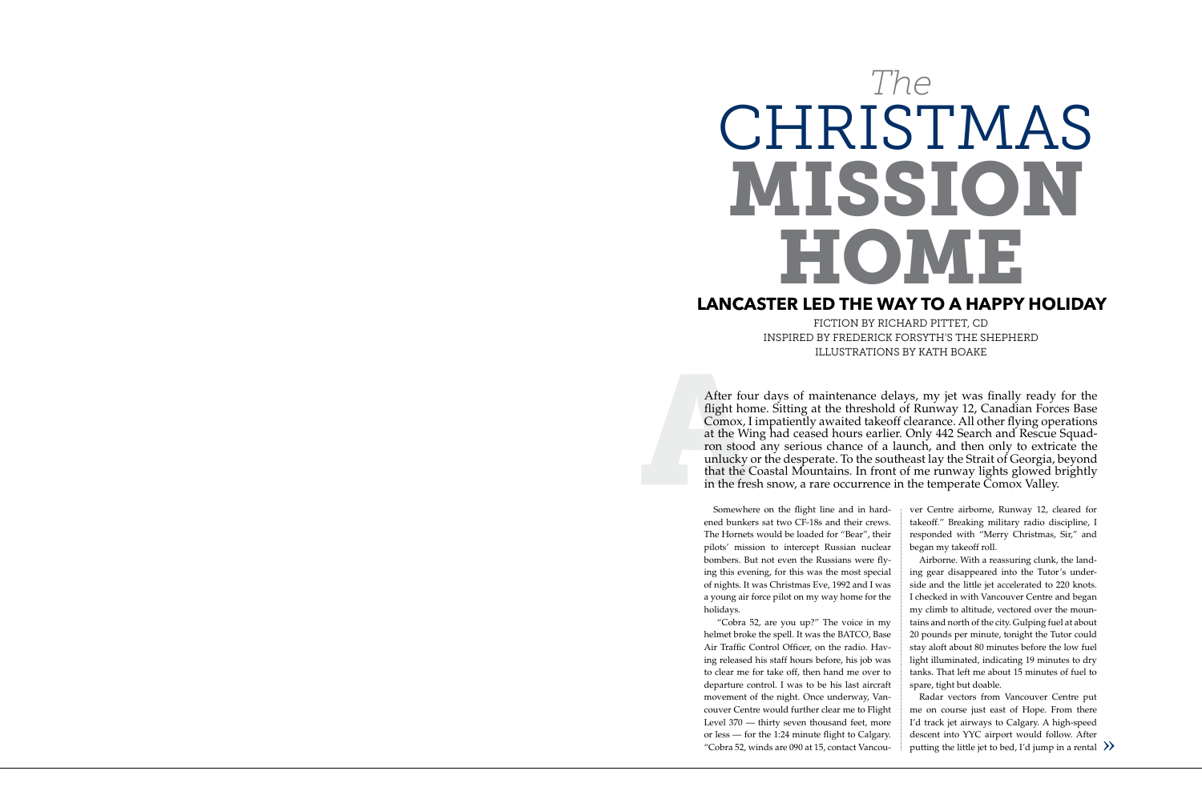# *The* CHRISTMAS **MISSION HOME**

## LANCASTER LED THE WAY TO A HAPPY HOLIDAY

FICTION BY RICHARD PITTET, CD
INSPIRED BY FREDERICK FORSYTH'S THE SHEPHERD
ILLUSTRATIONS BY KATH BOAKE

After four days of maintenance delays, my jet was finally ready for the flight home. Sitting at the threshold of Runway 12, Canadian Forces Base Comox, I impatiently awaited takeoff clearance. All other flying operations at the Wing had ceased hours earlier. Only 442 Search and Rescue Squadron stood any serious chance of a launch, and then only to extricate the unlucky or the desperate. To the southeast lay the Strait of Georgia, beyond that the Coastal Mountains. In front of me runway lights glowed brightly in the fresh snow, a rare occurrence in the temperate Comox Valley.

Somewhere on the flight line and in hardened bunkers sat two CF-18s and their crews. The Hornets would be loaded for "Bear", their pilots' mission to intercept Russian nuclear bombers. But not even the Russians were flying this evening, for this was the most special of nights. It was Christmas Eve, 1992 and I was a young air force pilot on my way home for the holidays.

"Cobra 52, are you up?" The voice in my helmet broke the spell. It was the BATCO, Base Air Traffic Control Officer, on the radio. Having released his staff hours before, his job was to clear me for take off, then hand me over to departure control. I was to be his last aircraft movement of the night. Once underway, Vancouver Centre would further clear me to Flight Level 370 — thirty seven thousand feet, more or less — for the 1:24 minute flight to Calgary. "Cobra 52, winds are 090 at 15, contact Vancouver Centre airborne, Runway 12, cleared for takeoff." Breaking military radio discipline, I responded with "Merry Christmas, Sir," and began my takeoff roll.

Airborne. With a reassuring clunk, the landing gear disappeared into the Tutor's underside and the little jet accelerated to 220 knots. I checked in with Vancouver Centre and began my climb to altitude, vectored over the mountains and north of the city. Gulping fuel at about 20 pounds per minute, tonight the Tutor could stay aloft about 80 minutes before the low fuel light illuminated, indicating 19 minutes to dry tanks. That left me about 15 minutes of fuel to spare, tight but doable.

Radar vectors from Vancouver Centre put me on course just east of Hope. From there I'd track jet airways to Calgary. A high-speed descent into YYC airport would follow. After putting the little jet to bed, I'd jump in a rental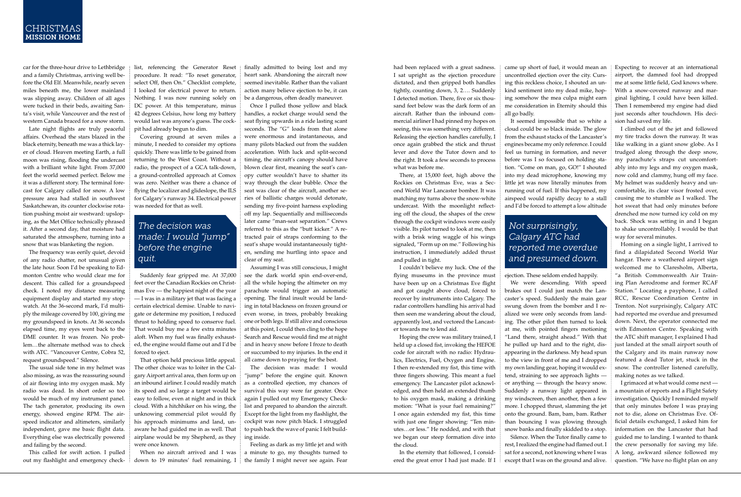car for the three-hour drive to Lethbridge and a family Christmas, arriving well before the Old Elf. Meanwhile, nearly seven miles beneath me, the lower mainland was slipping away. Children of all ages were tucked in their beds, awaiting Santa's visit, while Vancouver and the rest of western Canada braced for a snow storm.

Late night flights are truly peaceful affairs. Overhead the stars blazed in the black eternity, beneath me was a thick layer of cloud. Heaven meeting Earth, a full moon was rising, flooding the undercast with a brilliant white light. From 37,000 feet the world seemed perfect. Below me it was a different story. The terminal forecast for Calgary called for snow. A low pressure area had stalled in southwest Saskatchewan, its counter clockwise rotation pushing moist air westward: upsloping, as the Met Office technically phrased it. After a second day, that moisture had saturated the atmosphere, turning into a snow that was blanketing the region.

The frequency was eerily quiet, devoid of any radio chatter, not unusual given the late hour. Soon I'd be speaking to Edmonton Centre who would clear me for descent. This called for a groundspeed check. I noted my distance measuring equipment display and started my stopwatch. At the 36-second mark, I'd multiply the mileage covered by 100, giving me my groundspeed in knots. At 36 seconds elapsed time, my eyes went back to the DME counter. It was frozen. No problem…the alternate method was to check with ATC. "Vancouver Centre, Cobra 52, request groundspeed." Silence.

The usual side tone in my helmet was also missing, as was the reassuring sound of air flowing into my oxygen mask. My radio was dead. In short order so too would be much of my instrument panel. The tach generator, producing its own energy, showed engine RPM. The airspeed indicator and altimeters, similarly independent, gave me basic flight data. Everything else was electrically powered and failing by the second.

This called for swift action. I pulled out my flashlight and emergency checklist, referencing the Generator Reset procedure. It read: "To reset generator, select Off, then On." Checklist complete, I looked for electrical power to return. Nothing. I was now running solely on DC power. At this temperature, minus 42 degrees Celsius, how long my battery would last was anyone's guess. The cockpit had already begun to dim.

Covering ground at seven miles a minute, I needed to consider my options quickly. There was little to be gained from returning to the West Coast. Without a radio, the prospect of a GCA talk-down, a ground-controlled approach at Comox was zero. Neither was there a chance of flying the localizer and glideslope, the ILS for Calgary's runway 34. Electrical power was needed for that as well.

> *The decision was made: I would "jump" before the engine quit.*

Suddenly fear gripped me. At 37,000 feet over the Canadian Rockies on Christmas Eve — the happiest night of the year — I was in a military jet that was facing a certain electrical demise. Unable to navigate or determine my position, I reduced thrust to holding speed to conserve fuel. That would buy me a few extra minutes aloft. When my fuel was finally exhausted, the engine would flame out and I'd be forced to eject.

That option held precious little appeal. The other choice was to loiter in the Calgary Airport arrival area, then form up on an inbound airliner. I could readily match its speed and so large a target would be easy to follow, even at night and in thick cloud. With a hitchhiker on his wing, the unknowing commercial pilot would fly his approach minimums and land, unaware he had guided me in as well. That airplane would be my Shepherd, as they were once known.

When no aircraft arrived and I was down to 19 minutes' fuel remaining, I finally admitted to being lost and my heart sank. Abandoning the aircraft now seemed inevitable. Rather than the valiant action many believe ejection to be, it can be a dangerous, often deadly maneuver.

Once I pulled those yellow and black handles, a rocket charge would send the seat flying upwards in a ride lasting scant seconds. The "G" loads from that alone were enormous and instantaneous, and many pilots blacked out from the sudden acceleration. With luck and split-second timing, the aircraft's canopy should have blown clear first, meaning the seat's canopy cutter wouldn't have to shatter its way through the clear bubble. Once the seat was clear of the aircraft, another series of ballistic charges would detonate, sending my five-point harness exploding off my lap. Sequentially and milliseconds later came "man-seat separation." Crews referred to this as the "butt kicker." A retracted pair of straps conforming to the seat's shape would instantaneously tighten, sending me hurtling into space and clear of my seat.

Assuming I was still conscious, I might see the dark world spin end-over-end, all the while hoping the altimeter on my parachute would trigger an automatic opening. The final insult would be landing in total blackness on frozen ground or even worse, in trees, probably breaking one or both legs. If still alive and conscious at this point, I could then cling to the hope Search and Rescue would find me at night and in heavy snow before I froze to death or succumbed to my injuries. In the end it all came down to praying for the best.

The decision was made: I would "jump" before the engine quit. Known as a controlled ejection, my chances of survival this way were far greater. Once again I pulled out my Emergency Checklist and prepared to abandon the aircraft. Except for the light from my flashlight, the cockpit was now pitch black. I struggled to push back the wave of panic I felt building inside.

Feeling as dark as my little jet and with a minute to go, my thoughts turned to the family I might never see again. Fear had been replaced with a great sadness. I sat upright as the ejection procedure dictated, and then gripped both handles tightly, counting down, 3, 2…. Suddenly I detected motion. There, five or six thousand feet below me was the dark form of an aircraft. Rather than the inbound commercial airliner I had pinned my hopes on seeing, this was something very different. Releasing the ejection handles carefully, I once again grabbed the stick and thrust lever and dove the Tutor down and to the right. It took a few seconds to process what was before me.

There, at 15,000 feet, high above the Rockies on Christmas Eve, was a Second World War Lancaster bomber. It was matching my turns above the snow-white undercast. With the moonlight reflecting off the cloud, the shapes of the crew through the cockpit windows were easily visible. Its pilot turned to look at me, then with a brisk wing waggle of his wings signaled, "Form up on me." Following his instruction, I immediately added thrust and pulled in tight.

I couldn't believe my luck. One of the flying museums in the province must have been up on a Christmas Eve flight and got caught above cloud, forced to recover by instruments into Calgary. The radar controllers handling his arrival had then seen me wandering about the cloud, apparently lost, and vectored the Lancaster towards me to lend aid.

Hoping the crew was military trained, I held up a closed fist, invoking the HEFOE code for aircraft with no radio: Hydraulics, Electrics, Fuel, Oxygen and Engine. I then re-extended my fist, this time with three fingers showing. This meant a fuel emergency. The Lancaster pilot acknowledged, and then held an extended thumb to his oxygen mask, making a drinking motion: "What is your fuel remaining?" I once again extended my fist, this time with just one finger showing: "Ten minutes…or less." He nodded, and with that we began our steep formation dive into the cloud.

In the eternity that followed, I considered the great error I had just made. If I came up short of fuel, it would mean an uncontrolled ejection over the city. Cursing this reckless choice, I shouted an unkind sentiment into my dead mike, hoping somehow the mea culpa might earn me consideration in Eternity should this all go badly.

It seemed impossible that so white a cloud could be so black inside. The glow from the exhaust stacks of the Lancaster's engines became my only reference. I could feel us turning in formation, and never before was I so focused on holding station. "Come on man, go, GO!" I shouted into my dead microphone, knowing my little jet was now literally minutes from running out of fuel. If this happened, my airspeed would rapidly decay to a stall and I'd be forced to attempt a low altitude ejection. These seldom ended happily.

> *Not surprisingly, Calgary ATC had reported me overdue and presumed down.*

We were descending. With speed brakes out I could just match the Lancaster's speed. Suddenly the main gear swung down from the bomber and I realized we were only seconds from landing. The other pilot then turned to look at me, with pointed fingers motioning "Land there, straight ahead." With that he pulled up hard and to the right, disappearing in the darkness. My head spun to the view in front of me and I dropped my own landing gear, hoping it would extend, straining to see approach lights — or anything — through the heavy snow. Suddenly a runway light appeared in my windscreen, then another, then a few more. I chopped thrust, slamming the jet onto the ground. Bam, bam, bam. Rather than bouncing I was plowing through snow banks and finally skidded to a stop.

Silence. When the Tutor finally came to rest, I realized the engine had flamed out. I sat for a second, not knowing where I was except that I was on the ground and alive. Expecting to recover at an international airport, the damned fool had dropped me at some little field, God knows where. With a snow-covered runway and marginal lighting, I could have been killed. Then I remembered my engine had died just seconds after touchdown. His decision had saved my life.

I climbed out of the jet and followed my tire tracks down the runway. It was like walking in a giant snow globe. As I trudged along through the deep snow, my parachute's straps cut uncomfortably into my legs and my oxygen mask, now cold and clammy, hung off my face. My helmet was suddenly heavy and uncomfortable, its clear visor frosted over, causing me to stumble as I walked. The hot sweat that had only minutes before drenched me now turned icy cold on my back. Shock was setting in and I began to shake uncontrollably. I would be that way for several minutes.

Homing on a single light, I arrived to find a dilapidated Second World War hangar. There a weathered airport sign welcomed me to Claresholm, Alberta, "a British Commonwealth Air Training Plan Aerodrome and former RCAF Station." Locating a payphone, I called RCC, Rescue Coordination Centre in Trenton. Not surprisingly, Calgary ATC had reported me overdue and presumed down. Next, the operator connected me with Edmonton Centre. Speaking with the ATC shift manager, I explained I had just landed at the small airport south of the Calgary and its main runway now featured a dead Tutor jet, stuck in the snow. The controller listened carefully, making notes as we talked.

I grimaced at what would come next — a mountain of reports and a Flight Safety investigation. Quickly I reminded myself that only minutes before I was praying not to die, alone on Christmas Eve. Official details exchanged, I asked him for information on the Lancaster that had guided me to landing. I wanted to thank the crew personally for saving my life. A long, awkward silence followed my question. "We have no flight plan on any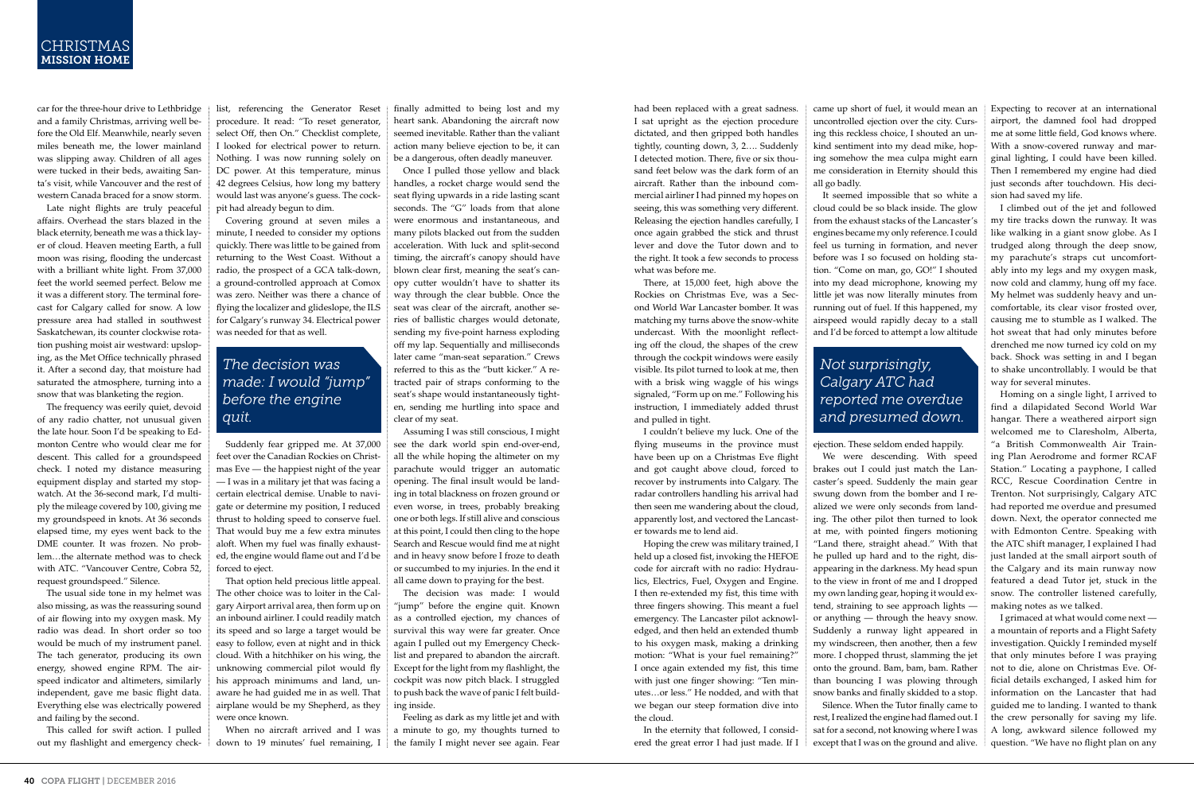car for the three-hour drive to Lethbridge and a family Christmas, arriving well before the Old Elf. Meanwhile, nearly seven miles beneath me, the lower mainland was slipping away. Children of all ages were tucked in their beds, awaiting Santa's visit, while Vancouver and the rest of western Canada braced for a snow storm.

Late night flights are truly peaceful affairs. Overhead the stars blazed in the black eternity, beneath me was a thick layer of cloud. Heaven meeting Earth, a full moon was rising, flooding the undercast with a brilliant white light. From 37,000 feet the world seemed perfect. Below me it was a different story. The terminal forecast for Calgary called for snow. A low pressure area had stalled in southwest Saskatchewan, its counter clockwise rotation pushing moist air westward: upsloping, as the Met Office technically phrased it. After a second day, that moisture had saturated the atmosphere, turning into a snow that was blanketing the region.

The frequency was eerily quiet, devoid of any radio chatter, not unusual given the late hour. Soon I'd be speaking to Edmonton Centre who would clear me for descent. This called for a groundspeed check. I noted my distance measuring equipment display and started my stopwatch. At the 36-second mark, I'd multiply the mileage covered by 100, giving me my groundspeed in knots. At 36 seconds elapsed time, my eyes went back to the DME counter. It was frozen. No problem…the alternate method was to check with ATC. "Vancouver Centre, Cobra 52, request groundspeed." Silence.

The usual side tone in my helmet was also missing, as was the reassuring sound of air flowing into my oxygen mask. My radio was dead. In short order so too would be much of my instrument panel. The tach generator, producing its own energy, showed engine RPM. The airspeed indicator and altimeters, similarly independent, gave me basic flight data. Everything else was electrically powered and failing by the second.

This called for swift action. I pulled out my flashlight and emergency checklist, referencing the Generator Reset procedure. It read: "To reset generator, select Off, then On." Checklist complete, I looked for electrical power to return. Nothing. I was now running solely on DC power. At this temperature, minus 42 degrees Celsius, how long my battery would last was anyone's guess. The cockpit had already begun to dim.

Covering ground at seven miles a minute, I needed to consider my options quickly. There was little to be gained from returning to the West Coast. Without a radio, the prospect of a GCA talk-down, a ground-controlled approach at Comox was zero. Neither was there a chance of flying the localizer and glideslope, the ILS for Calgary's runway 34. Electrical power was needed for that as well.

> *The decision was made: I would "jump" before the engine quit.*

Suddenly fear gripped me. At 37,000 feet over the Canadian Rockies on Christmas Eve — the happiest night of the year — I was in a military jet that was facing a certain electrical demise. Unable to navigate or determine my position, I reduced thrust to holding speed to conserve fuel. That would buy me a few extra minutes aloft. When my fuel was finally exhausted, the engine would flame out and I'd be forced to eject.

That option held precious little appeal. The other choice was to loiter in the Calgary Airport arrival area, then form up on an inbound airliner. I could readily match its speed and so large a target would be easy to follow, even at night and in thick cloud. With a hitchhiker on his wing, the unknowing commercial pilot would fly his approach minimums and land, unaware he had guided me in as well. That airplane would be my Shepherd, as they were once known.

When no aircraft arrived and I was down to 19 minutes' fuel remaining, I finally admitted to being lost and my heart sank. Abandoning the aircraft now seemed inevitable. Rather than the valiant action many believe ejection to be, it can be a dangerous, often deadly maneuver.

Once I pulled those yellow and black handles, a rocket charge would send the seat flying upwards in a ride lasting scant seconds. The "G" loads from that alone were enormous and instantaneous, and many pilots blacked out from the sudden acceleration. With luck and split-second timing, the aircraft's canopy should have blown clear first, meaning the seat's canopy cutter wouldn't have to shatter its way through the clear bubble. Once the seat was clear of the aircraft, another series of ballistic charges would detonate, sending my five-point harness exploding off my lap. Sequentially and milliseconds later came "man-seat separation." Crews referred to this as the "butt kicker." A retracted pair of straps conforming to the seat's shape would instantaneously tighten, sending me hurtling into space and clear of my seat.

Assuming I was still conscious, I might see the dark world spin end-over-end, all the while hoping the altimeter on my parachute would trigger an automatic opening. The final insult would be landing in total blackness on frozen ground or even worse, in trees, probably breaking one or both legs. If still alive and conscious at this point, I could then cling to the hope Search and Rescue would find me at night and in heavy snow before I froze to death or succumbed to my injuries. In the end it all came down to praying for the best.

The decision was made: I would "jump" before the engine quit. Known as a controlled ejection, my chances of survival this way were far greater. Once again I pulled out my Emergency Checklist and prepared to abandon the aircraft. Except for the light from my flashlight, the cockpit was now pitch black. I struggled to push back the wave of panic I felt building inside.

Feeling as dark as my little jet and with a minute to go, my thoughts turned to the family I might never see again. Fear had been replaced with a great sadness. I sat upright as the ejection procedure dictated, and then gripped both handles tightly, counting down, 3, 2…. Suddenly I detected motion. There, five or six thousand feet below was the dark form of an aircraft. Rather than the inbound commercial airliner I had pinned my hopes on seeing, this was something very different. Releasing the ejection handles carefully, I once again grabbed the stick and thrust lever and dove the Tutor down and to the right. It took a few seconds to process what was before me.

There, at 15,000 feet, high above the Rockies on Christmas Eve, was a Second World War Lancaster bomber. It was matching my turns above the snow-white undercast. With the moonlight reflecting off the cloud, the shapes of the crew through the cockpit windows were easily visible. Its pilot turned to look at me, then with a brisk wing waggle of his wings signaled, "Form up on me." Following his instruction, I immediately added thrust and pulled in tight.

I couldn't believe my luck. One of the flying museums in the province must have been up on a Christmas Eve flight and got caught above cloud, forced to recover by instruments into Calgary. The radar controllers handling his arrival had then seen me wandering about the cloud, apparently lost, and vectored the Lancaster towards me to lend aid.

Hoping the crew was military trained, I held up a closed fist, invoking the HEFOE code for aircraft with no radio: Hydraulics, Electrics, Fuel, Oxygen and Engine. I then re-extended my fist, this time with three fingers showing. This meant a fuel emergency. The Lancaster pilot acknowledged, and then held an extended thumb to his oxygen mask, making a drinking motion: "What is your fuel remaining?" I once again extended my fist, this time with just one finger showing: "Ten minutes…or less." He nodded, and with that we began our steep formation dive into the cloud.

In the eternity that followed, I considered the great error I had just made. If I came up short of fuel, it would mean an uncontrolled ejection over the city. Cursing this reckless choice, I shouted an unkind sentiment into my dead mike, hoping somehow the mea culpa might earn me consideration in Eternity should this all go badly.

It seemed impossible that so white a cloud could be so black inside. The glow from the exhaust stacks of the Lancaster's engines became my only reference. I could feel us turning in formation, and never before was I so focused on holding station. "Come on man, go, GO!" I shouted into my dead microphone, knowing my little jet was now literally minutes from running out of fuel. If this happened, my airspeed would rapidly decay to a stall and I'd be forced to attempt a low altitude ejection. These seldom ended happily.

> *Not surprisingly, Calgary ATC had reported me overdue and presumed down.*

We were descending. With speed brakes out I could just match the Lancaster's speed. Suddenly the main gear swung down from the bomber and I realized we were only seconds from landing. The other pilot then turned to look at me, with pointed fingers motioning "Land there, straight ahead." With that he pulled up hard and to the right, disappearing in the darkness. My head spun to the view in front of me and I dropped my own landing gear, hoping it would extend, straining to see approach lights — or anything — through the heavy snow. Suddenly a runway light appeared in my windscreen, then another, then a few more. I chopped thrust, slamming the jet onto the ground. Bam, bam, bam. Rather than bouncing I was plowing through snow banks and finally skidded to a stop.

Silence. When the Tutor finally came to rest, I realized the engine had flamed out. I sat for a second, not knowing where I was except that I was on the ground and alive. Expecting to recover at an international airport, the damned fool had dropped me at some little field, God knows where. With a snow-covered runway and marginal lighting, I could have been killed. Then I remembered my engine had died just seconds after touchdown. His decision had saved my life.

I climbed out of the jet and followed my tire tracks down the runway. It was like walking in a giant snow globe. As I trudged along through the deep snow, my parachute's straps cut uncomfortably into my legs and my oxygen mask, now cold and clammy, hung off my face. My helmet was suddenly heavy and uncomfortable, its clear visor frosted over, causing me to stumble as I walked. The hot sweat that had only minutes before drenched me now turned icy cold on my back. Shock was setting in and I began to shake uncontrollably. I would be that way for several minutes.

Homing on a single light, I arrived to find a dilapidated Second World War hangar. There a weathered airport sign welcomed me to Claresholm, Alberta, "a British Commonwealth Air Training Plan Aerodrome and former RCAF Station." Locating a payphone, I called RCC, Rescue Coordination Centre in Trenton. Not surprisingly, Calgary ATC had reported me overdue and presumed down. Next, the operator connected me with Edmonton Centre. Speaking with the ATC shift manager, I explained I had just landed at the small airport south of the Calgary and its main runway now featured a dead Tutor jet, stuck in the snow. The controller listened carefully, making notes as we talked.

I grimaced at what would come next — a mountain of reports and a Flight Safety investigation. Quickly I reminded myself that only minutes before I was praying not to die, alone on Christmas Eve. Official details exchanged, I asked him for information on the Lancaster that had guided me to landing. I wanted to thank the crew personally for saving my life. A long, awkward silence followed my question. "We have no flight plan on any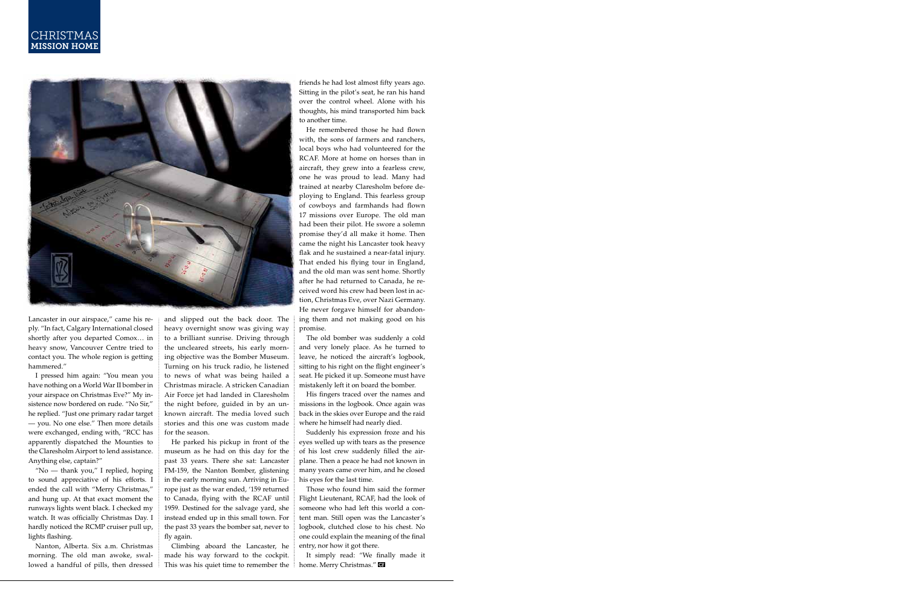Lancaster in our airspace," came his reply. "In fact, Calgary International closed shortly after you departed Comox… in heavy snow, Vancouver Centre tried to contact you. The whole region is getting hammered."

I pressed him again: "You mean you have nothing on a World War II bomber in your airspace on Christmas Eve?" My insistence now bordered on rude. "No Sir," he replied. "Just one primary radar target — you. No one else." Then more details were exchanged, ending with, "RCC has apparently dispatched the Mounties to the Claresholm Airport to lend assistance. Anything else, captain?"

"No — thank you," I replied, hoping to sound appreciative of his efforts. I ended the call with "Merry Christmas," and hung up. At that exact moment the runways lights went black. I checked my watch. It was officially Christmas Day. I hardly noticed the RCMP cruiser pull up, lights flashing.

Nanton, Alberta. Six a.m. Christmas morning. The old man awoke, swallowed a handful of pills, then dressed and slipped out the back door. The heavy overnight snow was giving way to a brilliant sunrise. Driving through the uncleared streets, his early morning objective was the Bomber Museum. Turning on his truck radio, he listened to news of what was being hailed a Christmas miracle. A stricken Canadian Air Force jet had landed in Claresholm the night before, guided in by an unknown aircraft. The media loved such stories and this one was custom made for the season.

He parked his pickup in front of the museum as he had on this day for the past 33 years. There she sat: Lancaster FM-159, the Nanton Bomber, glistening in the early morning sun. Arriving in Europe just as the war ended, '159 returned to Canada, flying with the RCAF until 1959. Destined for the salvage yard, she instead ended up in this small town. For the past 33 years the bomber sat, never to fly again.

Climbing aboard the Lancaster, he made his way forward to the cockpit. This was his quiet time to remember the friends he had lost almost fifty years ago. Sitting in the pilot's seat, he ran his hand over the control wheel. Alone with his thoughts, his mind transported him back to another time.

He remembered those he had flown with, the sons of farmers and ranchers, local boys who had volunteered for the RCAF. More at home on horses than in aircraft, they grew into a fearless crew, one he was proud to lead. Many had trained at nearby Claresholm before deploying to England. This fearless group of cowboys and farmhands had flown 17 missions over Europe. The old man had been their pilot. He swore a solemn promise they'd all make it home. Then came the night his Lancaster took heavy flak and he sustained a near-fatal injury. That ended his flying tour in England, and the old man was sent home. Shortly after he had returned to Canada, he received word his crew had been lost in action, Christmas Eve, over Nazi Germany. He never forgave himself for abandoning them and not making good on his promise.

The old bomber was suddenly a cold and very lonely place. As he turned to leave, he noticed the aircraft's logbook, sitting to his right on the flight engineer's seat. He picked it up. Someone must have mistakenly left it on board the bomber.

His fingers traced over the names and missions in the logbook. Once again was back in the skies over Europe and the raid where he himself had nearly died.

Suddenly his expression froze and his eyes welled up with tears as the presence of his lost crew suddenly filled the airplane. Then a peace he had not known in many years came over him, and he closed his eyes for the last time.

Those who found him said the former Flight Lieutenant, RCAF, had the look of someone who had left this world a content man. Still open was the Lancaster's logbook, clutched close to his chest. No one could explain the meaning of the final entry, nor how it got there.

It simply read: "We finally made it home. Merry Christmas."